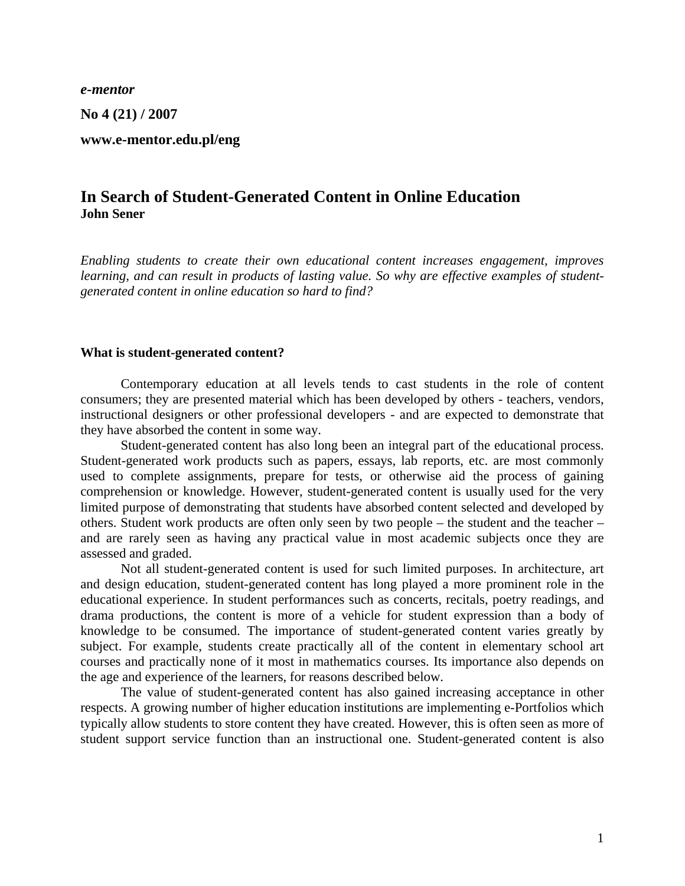***e-mentor***

**No 4 (21) / 2007**

**www.e-mentor.edu.pl/eng**

# In Search of Student-Generated Content in Online Education

**John Sener**

*Enabling students to create their own educational content increases engagement, improves learning, and can result in products of lasting value. So why are effective examples of student-generated content in online education so hard to find?*

## What is student-generated content?

Contemporary education at all levels tends to cast students in the role of content consumers; they are presented material which has been developed by others - teachers, vendors, instructional designers or other professional developers - and are expected to demonstrate that they have absorbed the content in some way.

Student-generated content has also long been an integral part of the educational process. Student-generated work products such as papers, essays, lab reports, etc. are most commonly used to complete assignments, prepare for tests, or otherwise aid the process of gaining comprehension or knowledge. However, student-generated content is usually used for the very limited purpose of demonstrating that students have absorbed content selected and developed by others. Student work products are often only seen by two people – the student and the teacher – and are rarely seen as having any practical value in most academic subjects once they are assessed and graded.

Not all student-generated content is used for such limited purposes. In architecture, art and design education, student-generated content has long played a more prominent role in the educational experience. In student performances such as concerts, recitals, poetry readings, and drama productions, the content is more of a vehicle for student expression than a body of knowledge to be consumed. The importance of student-generated content varies greatly by subject. For example, students create practically all of the content in elementary school art courses and practically none of it most in mathematics courses. Its importance also depends on the age and experience of the learners, for reasons described below.

The value of student-generated content has also gained increasing acceptance in other respects. A growing number of higher education institutions are implementing e-Portfolios which typically allow students to store content they have created. However, this is often seen as more of student support service function than an instructional one. Student-generated content is also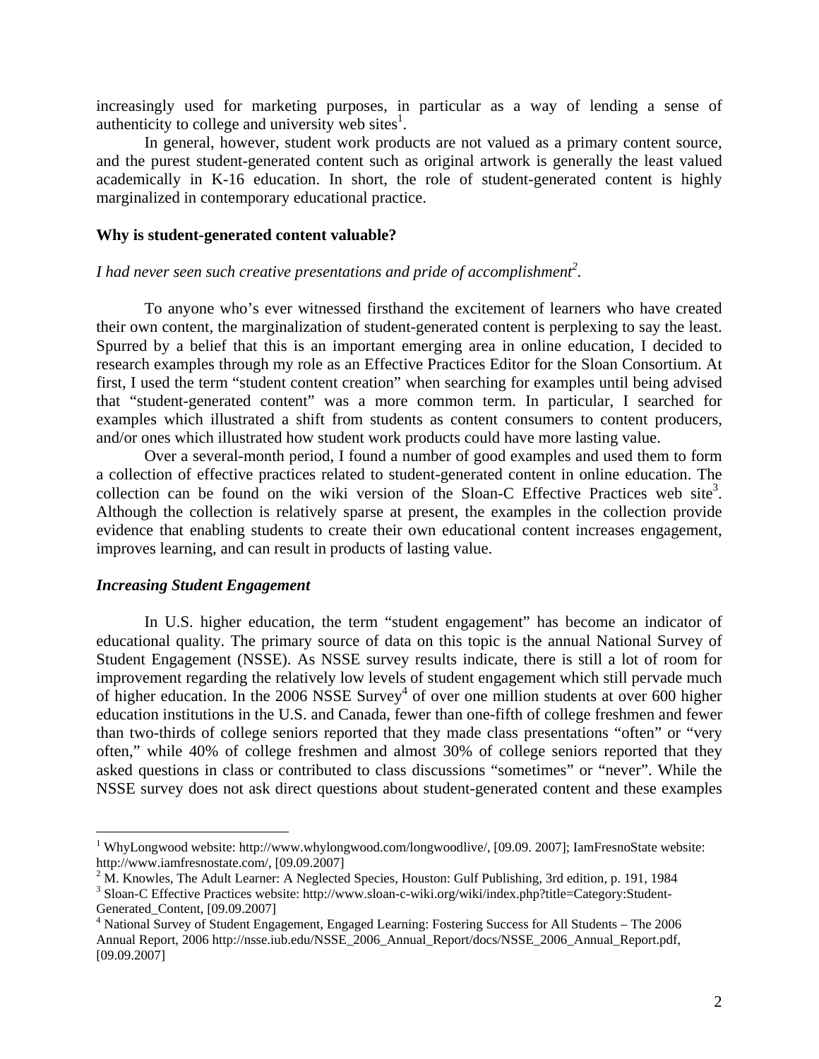increasingly used for marketing purposes, in particular as a way of lending a sense of authenticity to college and university web sites[1].

In general, however, student work products are not valued as a primary content source, and the purest student-generated content such as original artwork is generally the least valued academically in K-16 education. In short, the role of student-generated content is highly marginalized in contemporary educational practice.

## Why is student-generated content valuable?

*I had never seen such creative presentations and pride of accomplishment[2].*

To anyone who's ever witnessed firsthand the excitement of learners who have created their own content, the marginalization of student-generated content is perplexing to say the least. Spurred by a belief that this is an important emerging area in online education, I decided to research examples through my role as an Effective Practices Editor for the Sloan Consortium. At first, I used the term "student content creation" when searching for examples until being advised that "student-generated content" was a more common term. In particular, I searched for examples which illustrated a shift from students as content consumers to content producers, and/or ones which illustrated how student work products could have more lasting value.

Over a several-month period, I found a number of good examples and used them to form a collection of effective practices related to student-generated content in online education. The collection can be found on the wiki version of the Sloan-C Effective Practices web site[3]. Although the collection is relatively sparse at present, the examples in the collection provide evidence that enabling students to create their own educational content increases engagement, improves learning, and can result in products of lasting value.

### *Increasing Student Engagement*

In U.S. higher education, the term "student engagement" has become an indicator of educational quality. The primary source of data on this topic is the annual National Survey of Student Engagement (NSSE). As NSSE survey results indicate, there is still a lot of room for improvement regarding the relatively low levels of student engagement which still pervade much of higher education. In the 2006 NSSE Survey[4] of over one million students at over 600 higher education institutions in the U.S. and Canada, fewer than one-fifth of college freshmen and fewer than two-thirds of college seniors reported that they made class presentations "often" or "very often," while 40% of college freshmen and almost 30% of college seniors reported that they asked questions in class or contributed to class discussions "sometimes" or "never". While the NSSE survey does not ask direct questions about student-generated content and these examples

---

[1] WhyLongwood website: http://www.whylongwood.com/longwoodlive/, [09.09. 2007]; IamFresnoState website: http://www.iamfresnostate.com/, [09.09.2007]

[2] M. Knowles, The Adult Learner: A Neglected Species, Houston: Gulf Publishing, 3rd edition, p. 191, 1984

[3] Sloan-C Effective Practices website: http://www.sloan-c-wiki.org/wiki/index.php?title=Category:Student-Generated_Content, [09.09.2007]

[4] National Survey of Student Engagement, Engaged Learning: Fostering Success for All Students – The 2006 Annual Report, 2006 http://nsse.iub.edu/NSSE_2006_Annual_Report/docs/NSSE_2006_Annual_Report.pdf, [09.09.2007]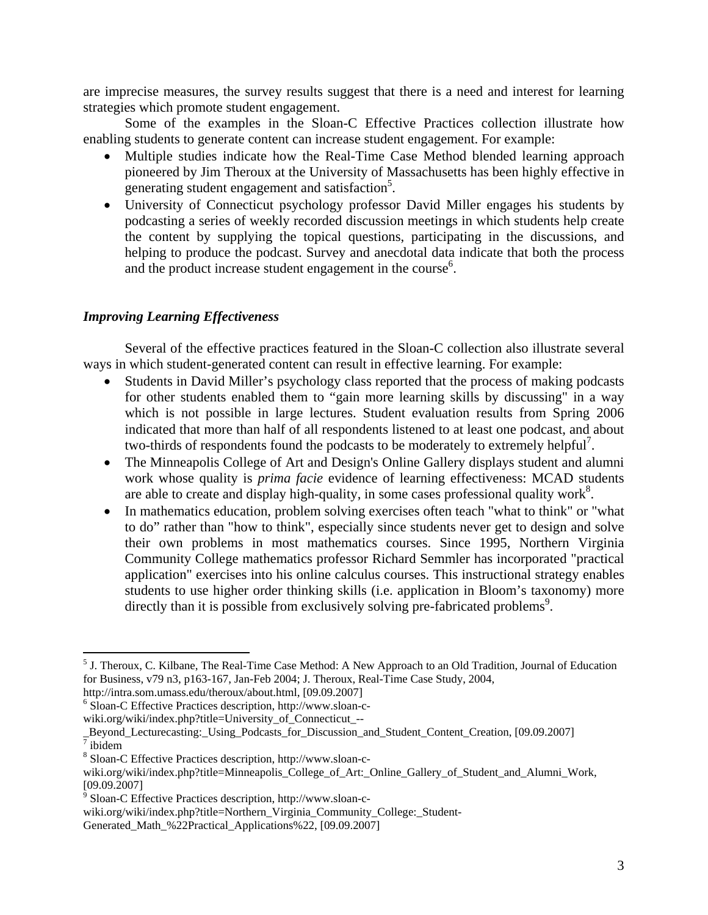are imprecise measures, the survey results suggest that there is a need and interest for learning strategies which promote student engagement.

Some of the examples in the Sloan-C Effective Practices collection illustrate how enabling students to generate content can increase student engagement. For example:

- Multiple studies indicate how the Real-Time Case Method blended learning approach pioneered by Jim Theroux at the University of Massachusetts has been highly effective in generating student engagement and satisfaction[5].
- University of Connecticut psychology professor David Miller engages his students by podcasting a series of weekly recorded discussion meetings in which students help create the content by supplying the topical questions, participating in the discussions, and helping to produce the podcast. Survey and anecdotal data indicate that both the process and the product increase student engagement in the course[6].

### *Improving Learning Effectiveness*

Several of the effective practices featured in the Sloan-C collection also illustrate several ways in which student-generated content can result in effective learning. For example:

- Students in David Miller's psychology class reported that the process of making podcasts for other students enabled them to "gain more learning skills by discussing" in a way which is not possible in large lectures. Student evaluation results from Spring 2006 indicated that more than half of all respondents listened to at least one podcast, and about two-thirds of respondents found the podcasts to be moderately to extremely helpful[7].
- The Minneapolis College of Art and Design's Online Gallery displays student and alumni work whose quality is *prima facie* evidence of learning effectiveness: MCAD students are able to create and display high-quality, in some cases professional quality work[8].
- In mathematics education, problem solving exercises often teach "what to think" or "what to do" rather than "how to think", especially since students never get to design and solve their own problems in most mathematics courses. Since 1995, Northern Virginia Community College mathematics professor Richard Semmler has incorporated "practical application" exercises into his online calculus courses. This instructional strategy enables students to use higher order thinking skills (i.e. application in Bloom's taxonomy) more directly than it is possible from exclusively solving pre-fabricated problems[9].

---

[5] J. Theroux, C. Kilbane, The Real-Time Case Method: A New Approach to an Old Tradition, Journal of Education for Business, v79 n3, p163-167, Jan-Feb 2004; J. Theroux, Real-Time Case Study, 2004, http://intra.som.umass.edu/theroux/about.html, [09.09.2007]

[6] Sloan-C Effective Practices description, http://www.sloan-c-wiki.org/wiki/index.php?title=University_of_Connecticut_--_Beyond_Lecturecasting:_Using_Podcasts_for_Discussion_and_Student_Content_Creation, [09.09.2007]

[7] ibidem

[8] Sloan-C Effective Practices description, http://www.sloan-c-wiki.org/wiki/index.php?title=Minneapolis_College_of_Art:_Online_Gallery_of_Student_and_Alumni_Work, [09.09.2007]

[9] Sloan-C Effective Practices description, http://www.sloan-c-wiki.org/wiki/index.php?title=Northern_Virginia_Community_College:_Student-Generated_Math_%22Practical_Applications%22, [09.09.2007]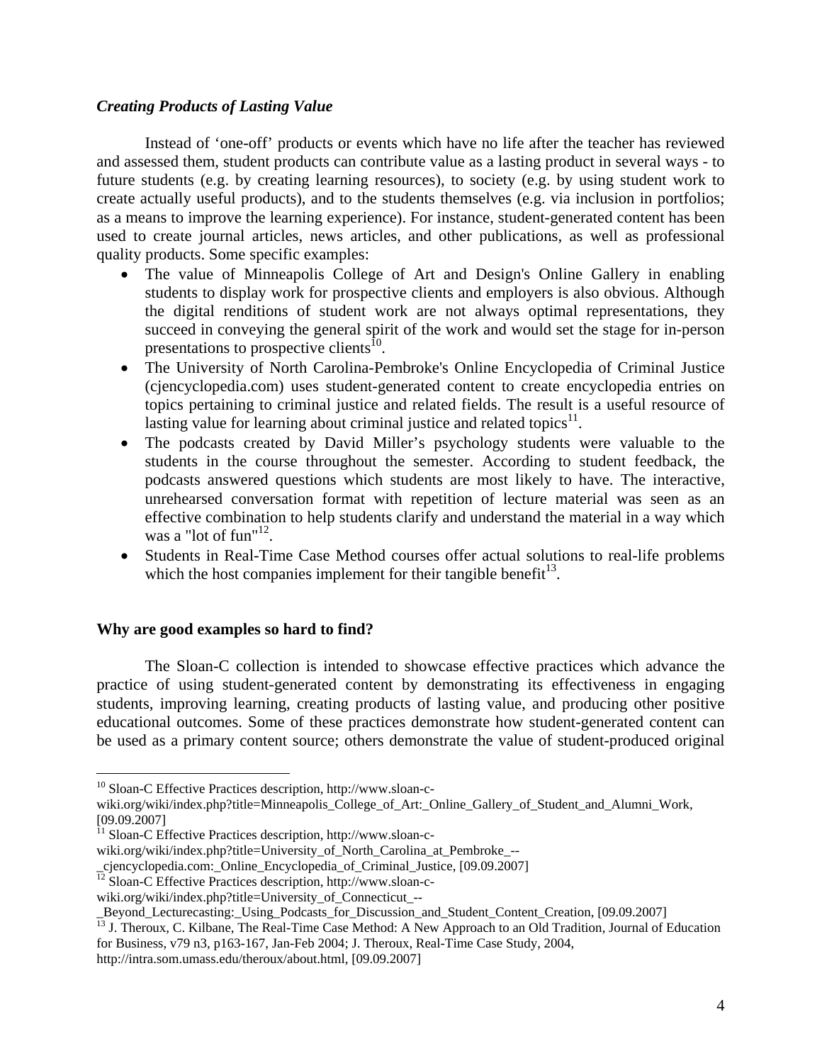### *Creating Products of Lasting Value*

Instead of 'one-off' products or events which have no life after the teacher has reviewed and assessed them, student products can contribute value as a lasting product in several ways - to future students (e.g. by creating learning resources), to society (e.g. by using student work to create actually useful products), and to the students themselves (e.g. via inclusion in portfolios; as a means to improve the learning experience). For instance, student-generated content has been used to create journal articles, news articles, and other publications, as well as professional quality products. Some specific examples:

- The value of Minneapolis College of Art and Design's Online Gallery in enabling students to display work for prospective clients and employers is also obvious. Although the digital renditions of student work are not always optimal representations, they succeed in conveying the general spirit of the work and would set the stage for in-person presentations to prospective clients[10].
- The University of North Carolina-Pembroke's Online Encyclopedia of Criminal Justice (cjencyclopedia.com) uses student-generated content to create encyclopedia entries on topics pertaining to criminal justice and related fields. The result is a useful resource of lasting value for learning about criminal justice and related topics[11].
- The podcasts created by David Miller's psychology students were valuable to the students in the course throughout the semester. According to student feedback, the podcasts answered questions which students are most likely to have. The interactive, unrehearsed conversation format with repetition of lecture material was seen as an effective combination to help students clarify and understand the material in a way which was a "lot of fun"[12].
- Students in Real-Time Case Method courses offer actual solutions to real-life problems which the host companies implement for their tangible benefit[13].

### Why are good examples so hard to find?

The Sloan-C collection is intended to showcase effective practices which advance the practice of using student-generated content by demonstrating its effectiveness in engaging students, improving learning, creating products of lasting value, and producing other positive educational outcomes. Some of these practices demonstrate how student-generated content can be used as a primary content source; others demonstrate the value of student-produced original

---

[10] Sloan-C Effective Practices description, http://www.sloan-c-wiki.org/wiki/index.php?title=Minneapolis_College_of_Art:_Online_Gallery_of_Student_and_Alumni_Work, [09.09.2007]

[11] Sloan-C Effective Practices description, http://www.sloan-c-wiki.org/wiki/index.php?title=University_of_North_Carolina_at_Pembroke_--_cjencyclopedia.com:_Online_Encyclopedia_of_Criminal_Justice, [09.09.2007]

[12] Sloan-C Effective Practices description, http://www.sloan-c-wiki.org/wiki/index.php?title=University_of_Connecticut_--_Beyond_Lecturecasting:_Using_Podcasts_for_Discussion_and_Student_Content_Creation, [09.09.2007]

[13] J. Theroux, C. Kilbane, The Real-Time Case Method: A New Approach to an Old Tradition, Journal of Education for Business, v79 n3, p163-167, Jan-Feb 2004; J. Theroux, Real-Time Case Study, 2004, http://intra.som.umass.edu/theroux/about.html, [09.09.2007]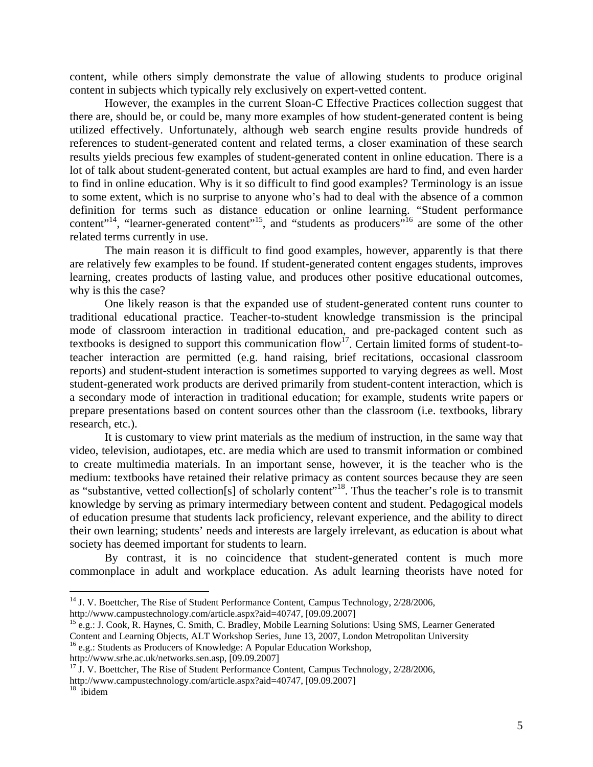content, while others simply demonstrate the value of allowing students to produce original content in subjects which typically rely exclusively on expert-vetted content.

However, the examples in the current Sloan-C Effective Practices collection suggest that there are, should be, or could be, many more examples of how student-generated content is being utilized effectively. Unfortunately, although web search engine results provide hundreds of references to student-generated content and related terms, a closer examination of these search results yields precious few examples of student-generated content in online education. There is a lot of talk about student-generated content, but actual examples are hard to find, and even harder to find in online education. Why is it so difficult to find good examples? Terminology is an issue to some extent, which is no surprise to anyone who's had to deal with the absence of a common definition for terms such as distance education or online learning. "Student performance content"[14], "learner-generated content"[15], and "students as producers"[16] are some of the other related terms currently in use.

The main reason it is difficult to find good examples, however, apparently is that there are relatively few examples to be found. If student-generated content engages students, improves learning, creates products of lasting value, and produces other positive educational outcomes, why is this the case?

One likely reason is that the expanded use of student-generated content runs counter to traditional educational practice. Teacher-to-student knowledge transmission is the principal mode of classroom interaction in traditional education, and pre-packaged content such as textbooks is designed to support this communication flow[17]. Certain limited forms of student-to-teacher interaction are permitted (e.g. hand raising, brief recitations, occasional classroom reports) and student-student interaction is sometimes supported to varying degrees as well. Most student-generated work products are derived primarily from student-content interaction, which is a secondary mode of interaction in traditional education; for example, students write papers or prepare presentations based on content sources other than the classroom (i.e. textbooks, library research, etc.).

It is customary to view print materials as the medium of instruction, in the same way that video, television, audiotapes, etc. are media which are used to transmit information or combined to create multimedia materials. In an important sense, however, it is the teacher who is the medium: textbooks have retained their relative primacy as content sources because they are seen as "substantive, vetted collection[s] of scholarly content"[18]. Thus the teacher's role is to transmit knowledge by serving as primary intermediary between content and student. Pedagogical models of education presume that students lack proficiency, relevant experience, and the ability to direct their own learning; students' needs and interests are largely irrelevant, as education is about what society has deemed important for students to learn.

By contrast, it is no coincidence that student-generated content is much more commonplace in adult and workplace education. As adult learning theorists have noted for

---

[14] J. V. Boettcher, The Rise of Student Performance Content, Campus Technology, 2/28/2006, http://www.campustechnology.com/article.aspx?aid=40747, [09.09.2007]

[15] e.g.: J. Cook, R. Haynes, C. Smith, C. Bradley, Mobile Learning Solutions: Using SMS, Learner Generated Content and Learning Objects, ALT Workshop Series, June 13, 2007, London Metropolitan University

[16] e.g.: Students as Producers of Knowledge: A Popular Education Workshop, http://www.srhe.ac.uk/networks.sen.asp, [09.09.2007]

[17] J. V. Boettcher, The Rise of Student Performance Content, Campus Technology, 2/28/2006, http://www.campustechnology.com/article.aspx?aid=40747, [09.09.2007]

[18] ibidem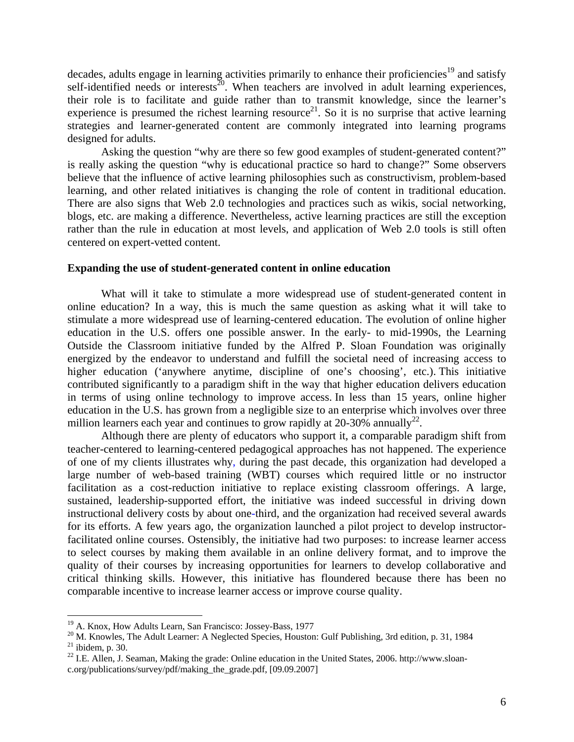decades, adults engage in learning activities primarily to enhance their proficiencies[19] and satisfy self-identified needs or interests[20]. When teachers are involved in adult learning experiences, their role is to facilitate and guide rather than to transmit knowledge, since the learner's experience is presumed the richest learning resource[21]. So it is no surprise that active learning strategies and learner-generated content are commonly integrated into learning programs designed for adults.

Asking the question "why are there so few good examples of student-generated content?" is really asking the question "why is educational practice so hard to change?" Some observers believe that the influence of active learning philosophies such as constructivism, problem-based learning, and other related initiatives is changing the role of content in traditional education. There are also signs that Web 2.0 technologies and practices such as wikis, social networking, blogs, etc. are making a difference. Nevertheless, active learning practices are still the exception rather than the rule in education at most levels, and application of Web 2.0 tools is still often centered on expert-vetted content.

**Expanding the use of student-generated content in online education**

What will it take to stimulate a more widespread use of student-generated content in online education? In a way, this is much the same question as asking what it will take to stimulate a more widespread use of learning-centered education. The evolution of online higher education in the U.S. offers one possible answer. In the early- to mid-1990s, the Learning Outside the Classroom initiative funded by the Alfred P. Sloan Foundation was originally energized by the endeavor to understand and fulfill the societal need of increasing access to higher education ('anywhere anytime, discipline of one's choosing', etc.). This initiative contributed significantly to a paradigm shift in the way that higher education delivers education in terms of using online technology to improve access. In less than 15 years, online higher education in the U.S. has grown from a negligible size to an enterprise which involves over three million learners each year and continues to grow rapidly at 20-30% annually[22].

Although there are plenty of educators who support it, a comparable paradigm shift from teacher-centered to learning-centered pedagogical approaches has not happened. The experience of one of my clients illustrates why, during the past decade, this organization had developed a large number of web-based training (WBT) courses which required little or no instructor facilitation as a cost-reduction initiative to replace existing classroom offerings. A large, sustained, leadership-supported effort, the initiative was indeed successful in driving down instructional delivery costs by about one-third, and the organization had received several awards for its efforts. A few years ago, the organization launched a pilot project to develop instructor-facilitated online courses. Ostensibly, the initiative had two purposes: to increase learner access to select courses by making them available in an online delivery format, and to improve the quality of their courses by increasing opportunities for learners to develop collaborative and critical thinking skills. However, this initiative has floundered because there has been no comparable incentive to increase learner access or improve course quality.

---

[19] A. Knox, How Adults Learn, San Francisco: Jossey-Bass, 1977

[20] M. Knowles, The Adult Learner: A Neglected Species, Houston: Gulf Publishing, 3rd edition, p. 31, 1984

[21] ibidem, p. 30.

[22] I.E. Allen, J. Seaman, Making the grade: Online education in the United States, 2006. http://www.sloan-c.org/publications/survey/pdf/making_the_grade.pdf, [09.09.2007]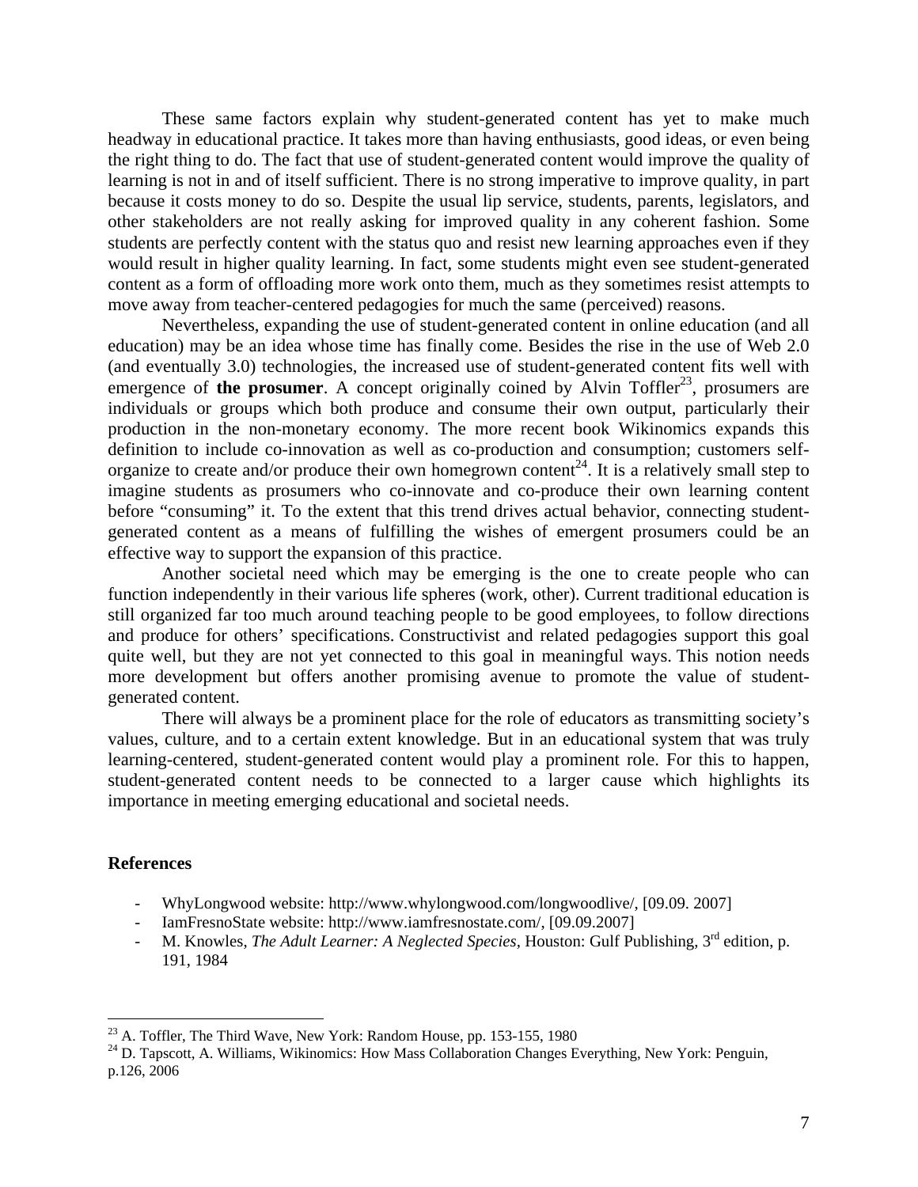These same factors explain why student-generated content has yet to make much headway in educational practice. It takes more than having enthusiasts, good ideas, or even being the right thing to do. The fact that use of student-generated content would improve the quality of learning is not in and of itself sufficient. There is no strong imperative to improve quality, in part because it costs money to do so. Despite the usual lip service, students, parents, legislators, and other stakeholders are not really asking for improved quality in any coherent fashion. Some students are perfectly content with the status quo and resist new learning approaches even if they would result in higher quality learning. In fact, some students might even see student-generated content as a form of offloading more work onto them, much as they sometimes resist attempts to move away from teacher-centered pedagogies for much the same (perceived) reasons.

Nevertheless, expanding the use of student-generated content in online education (and all education) may be an idea whose time has finally come. Besides the rise in the use of Web 2.0 (and eventually 3.0) technologies, the increased use of student-generated content fits well with emergence of **the prosumer**. A concept originally coined by Alvin Toffler[23], prosumers are individuals or groups which both produce and consume their own output, particularly their production in the non-monetary economy. The more recent book Wikinomics expands this definition to include co-innovation as well as co-production and consumption; customers self-organize to create and/or produce their own homegrown content[24]. It is a relatively small step to imagine students as prosumers who co-innovate and co-produce their own learning content before "consuming" it. To the extent that this trend drives actual behavior, connecting student-generated content as a means of fulfilling the wishes of emergent prosumers could be an effective way to support the expansion of this practice.

Another societal need which may be emerging is the one to create people who can function independently in their various life spheres (work, other). Current traditional education is still organized far too much around teaching people to be good employees, to follow directions and produce for others' specifications. Constructivist and related pedagogies support this goal quite well, but they are not yet connected to this goal in meaningful ways. This notion needs more development but offers another promising avenue to promote the value of student-generated content.

There will always be a prominent place for the role of educators as transmitting society's values, culture, and to a certain extent knowledge. But in an educational system that was truly learning-centered, student-generated content would play a prominent role. For this to happen, student-generated content needs to be connected to a larger cause which highlights its importance in meeting emerging educational and societal needs.

## References

- WhyLongwood website: http://www.whylongwood.com/longwoodlive/, [09.09. 2007]
- IamFresnoState website: http://www.iamfresnostate.com/, [09.09.2007]
- M. Knowles, *The Adult Learner: A Neglected Species*, Houston: Gulf Publishing, 3rd edition, p. 191, 1984

---

[23] A. Toffler, The Third Wave, New York: Random House, pp. 153-155, 1980

[24] D. Tapscott, A. Williams, Wikinomics: How Mass Collaboration Changes Everything, New York: Penguin, p.126, 2006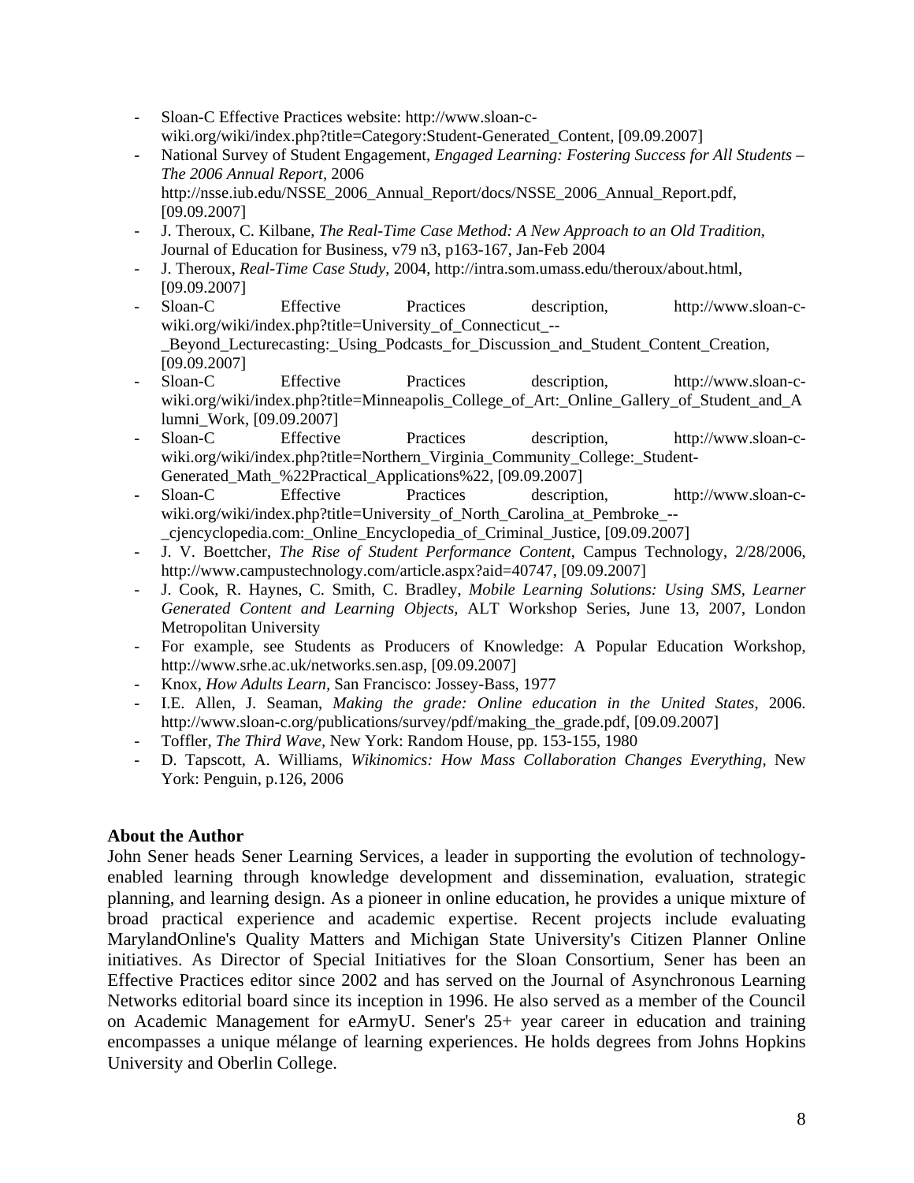- Sloan-C Effective Practices website: http://www.sloan-c-wiki.org/wiki/index.php?title=Category:Student-Generated_Content, [09.09.2007]
- National Survey of Student Engagement, *Engaged Learning: Fostering Success for All Students – The 2006 Annual Report*, 2006 http://nsse.iub.edu/NSSE_2006_Annual_Report/docs/NSSE_2006_Annual_Report.pdf, [09.09.2007]
- J. Theroux, C. Kilbane, *The Real-Time Case Method: A New Approach to an Old Tradition,* Journal of Education for Business, v79 n3, p163-167, Jan-Feb 2004
- J. Theroux, *Real-Time Case Study*, 2004, http://intra.som.umass.edu/theroux/about.html, [09.09.2007]
- Sloan-C Effective Practices description, http://www.sloan-c-wiki.org/wiki/index.php?title=University_of_Connecticut_--_Beyond_Lecturecasting:_Using_Podcasts_for_Discussion_and_Student_Content_Creation, [09.09.2007]
- Sloan-C Effective Practices description, http://www.sloan-c-wiki.org/wiki/index.php?title=Minneapolis_College_of_Art:_Online_Gallery_of_Student_and_Alumni_Work, [09.09.2007]
- Sloan-C Effective Practices description, http://www.sloan-c-wiki.org/wiki/index.php?title=Northern_Virginia_Community_College:_Student-Generated_Math_%22Practical_Applications%22, [09.09.2007]
- Sloan-C Effective Practices description, http://www.sloan-c-wiki.org/wiki/index.php?title=University_of_North_Carolina_at_Pembroke_--_cjencyclopedia.com:_Online_Encyclopedia_of_Criminal_Justice, [09.09.2007]
- J. V. Boettcher, *The Rise of Student Performance Content*, Campus Technology, 2/28/2006, http://www.campustechnology.com/article.aspx?aid=40747, [09.09.2007]
- J. Cook, R. Haynes, C. Smith, C. Bradley, *Mobile Learning Solutions: Using SMS, Learner Generated Content and Learning Objects*, ALT Workshop Series, June 13, 2007, London Metropolitan University
- For example, see Students as Producers of Knowledge: A Popular Education Workshop, http://www.srhe.ac.uk/networks.sen.asp, [09.09.2007]
- Knox, *How Adults Learn*, San Francisco: Jossey-Bass, 1977
- I.E. Allen, J. Seaman, *Making the grade: Online education in the United States*, 2006. http://www.sloan-c.org/publications/survey/pdf/making_the_grade.pdf, [09.09.2007]
- Toffler, *The Third Wave*, New York: Random House, pp. 153-155, 1980
- D. Tapscott, A. Williams, *Wikinomics: How Mass Collaboration Changes Everything,* New York: Penguin, p.126, 2006

**About the Author**

John Sener heads Sener Learning Services, a leader in supporting the evolution of technology-enabled learning through knowledge development and dissemination, evaluation, strategic planning, and learning design. As a pioneer in online education, he provides a unique mixture of broad practical experience and academic expertise. Recent projects include evaluating MarylandOnline's Quality Matters and Michigan State University's Citizen Planner Online initiatives. As Director of Special Initiatives for the Sloan Consortium, Sener has been an Effective Practices editor since 2002 and has served on the Journal of Asynchronous Learning Networks editorial board since its inception in 1996. He also served as a member of the Council on Academic Management for eArmyU. Sener's 25+ year career in education and training encompasses a unique mélange of learning experiences. He holds degrees from Johns Hopkins University and Oberlin College.